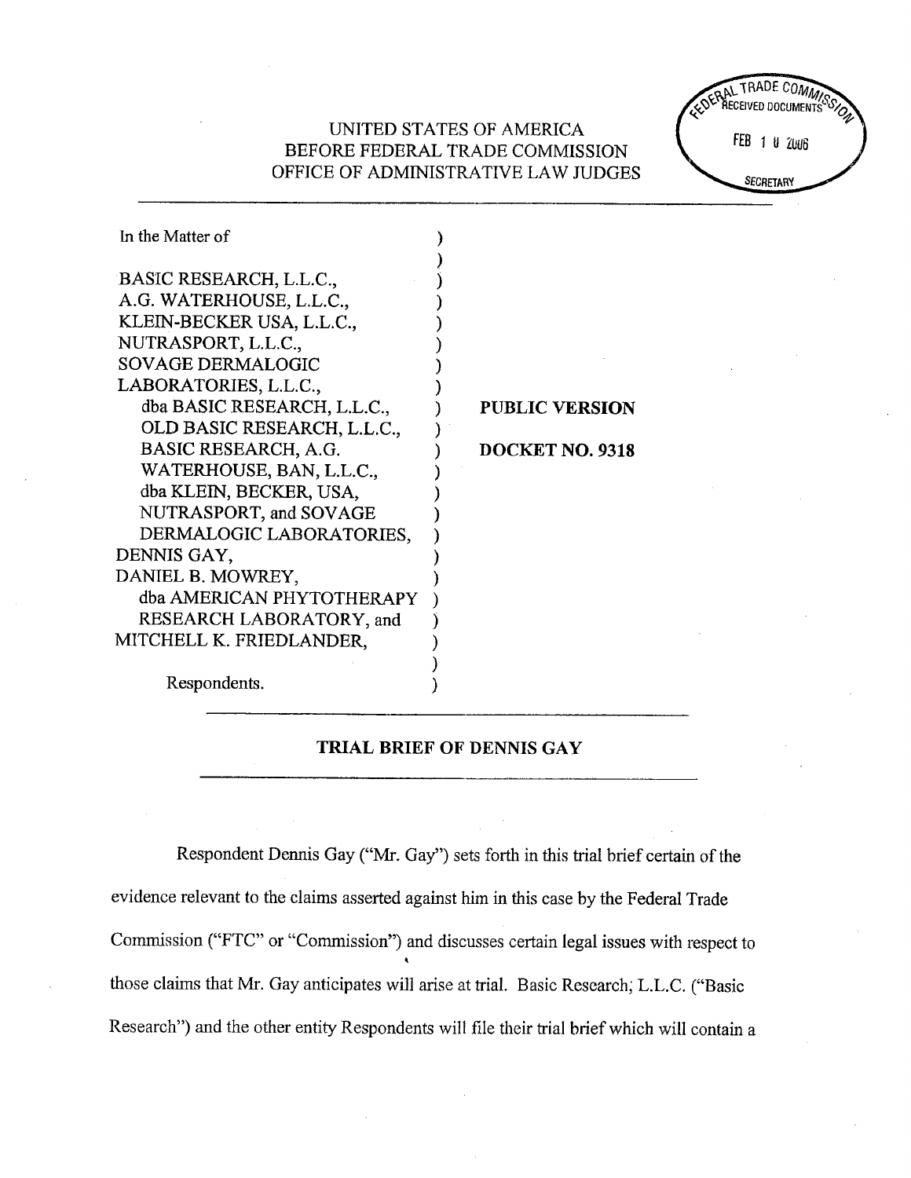UNITED STATES OF AMERICA
BEFORE FEDERAL TRADE COMMISSION
OFFICE OF ADMINISTRATIVE LAW JUDGES

FEDERAL TRADE COMMISSION RECEIVED DOCUMENTS FEB 10 2006 SECRETARY

| | | |
|---|---|---|
| In the Matter of | ) | |
| | ) | |
| BASIC RESEARCH, L.L.C., | ) | |
| A.G. WATERHOUSE, L.L.C., | ) | |
| KLEIN-BECKER USA, L.L.C., | ) | |
| NUTRASPORT, L.L.C., | ) | |
| SOVAGE DERMALOGIC | ) | |
| LABORATORIES, L.L.C., | ) | |
| dba BASIC RESEARCH, L.L.C., | ) | **PUBLIC VERSION** |
| OLD BASIC RESEARCH, L.L.C., | ) | |
| BASIC RESEARCH, A.G. | ) | **DOCKET NO. 9318** |
| WATERHOUSE, BAN, L.L.C., | ) | |
| dba KLEIN, BECKER, USA, | ) | |
| NUTRASPORT, and SOVAGE | ) | |
| DERMALOGIC LABORATORIES, | ) | |
| DENNIS GAY, | ) | |
| DANIEL B. MOWREY, | ) | |
| dba AMERICAN PHYTOTHERAPY | ) | |
| RESEARCH LABORATORY, and | ) | |
| MITCHELL K. FRIEDLANDER, | ) | |
| | ) | |
| Respondents. | ) | |

## TRIAL BRIEF OF DENNIS GAY

Respondent Dennis Gay ("Mr. Gay") sets forth in this trial brief certain of the evidence relevant to the claims asserted against him in this case by the Federal Trade Commission ("FTC" or "Commission") and discusses certain legal issues with respect to those claims that Mr. Gay anticipates will arise at trial. Basic Research, L.L.C. ("Basic Research") and the other entity Respondents will file their trial brief which will contain a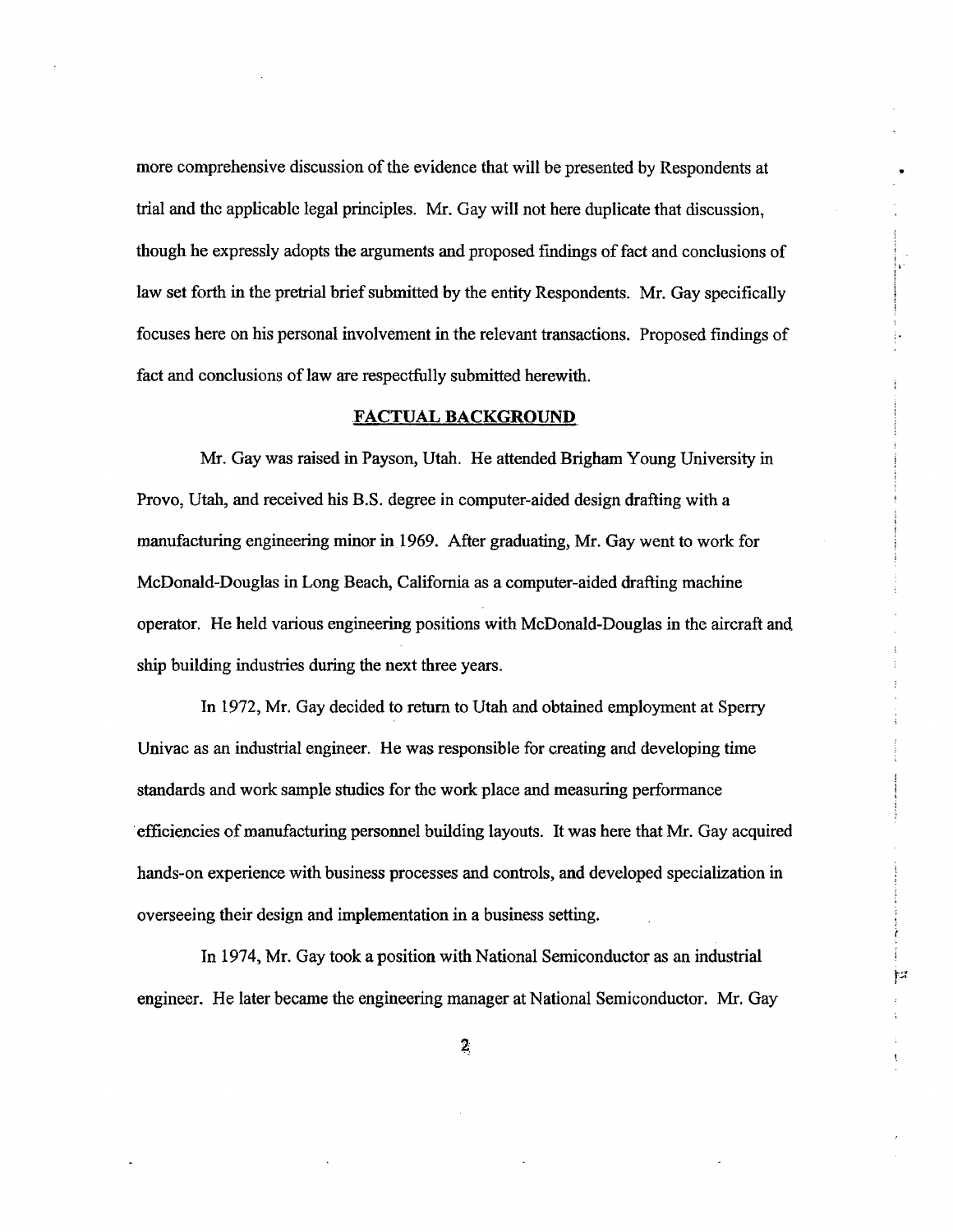more comprehensive discussion of the evidence that will be presented by Respondents at trial and the applicable legal principles. Mr. Gay will not here duplicate that discussion, though he expressly adopts the arguments and proposed findings of fact and conclusions of law set forth in the pretrial brief submitted by the entity Respondents. Mr. Gay specifically focuses here on his personal involvement in the relevant transactions. Proposed findings of fact and conclusions of law are respectfully submitted herewith.

## FACTUAL BACKGROUND

Mr. Gay was raised in Payson, Utah. He attended Brigham Young University in Provo, Utah, and received his B.S. degree in computer-aided design drafting with a manufacturing engineering minor in 1969. After graduating, Mr. Gay went to work for McDonald-Douglas in Long Beach, California as a computer-aided drafting machine operator. He held various engineering positions with McDonald-Douglas in the aircraft and ship building industries during the next three years.

In 1972, Mr. Gay decided to return to Utah and obtained employment at Sperry Univac as an industrial engineer. He was responsible for creating and developing time standards and work sample studies for the work place and measuring performance efficiencies of manufacturing personnel building layouts. It was here that Mr. Gay acquired hands-on experience with business processes and controls, and developed specialization in overseeing their design and implementation in a business setting.

In 1974, Mr. Gay took a position with National Semiconductor as an industrial engineer. He later became the engineering manager at National Semiconductor. Mr. Gay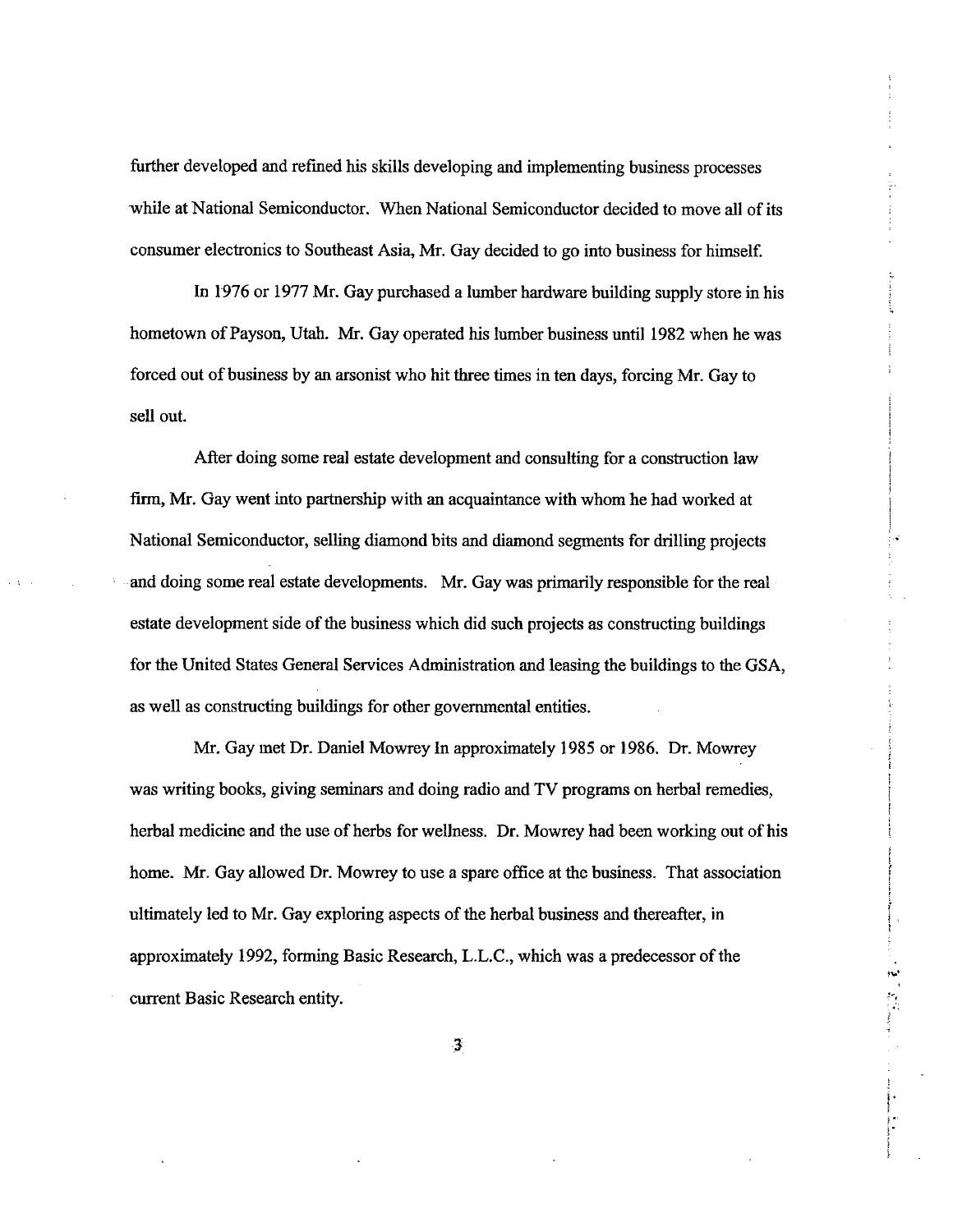further developed and refined his skills developing and implementing business processes while at National Semiconductor. When National Semiconductor decided to move all of its consumer electronics to Southeast Asia, Mr. Gay decided to go into business for himself.

In 1976 or 1977 Mr. Gay purchased a lumber hardware building supply store in his hometown of Payson, Utah. Mr. Gay operated his lumber business until 1982 when he was forced out of business by an arsonist who hit three times in ten days, forcing Mr. Gay to sell out.

After doing some real estate development and consulting for a construction law firm, Mr. Gay went into partnership with an acquaintance with whom he had worked at National Semiconductor, selling diamond bits and diamond segments for drilling projects and doing some real estate developments. Mr. Gay was primarily responsible for the real estate development side of the business which did such projects as constructing buildings for the United States General Services Administration and leasing the buildings to the GSA, as well as constructing buildings for other governmental entities.

Mr. Gay met Dr. Daniel Mowrey In approximately 1985 or 1986. Dr. Mowrey was writing books, giving seminars and doing radio and TV programs on herbal remedies, herbal medicine and the use of herbs for wellness. Dr. Mowrey had been working out of his home. Mr. Gay allowed Dr. Mowrey to use a spare office at the business. That association ultimately led to Mr. Gay exploring aspects of the herbal business and thereafter, in approximately 1992, forming Basic Research, L.L.C., which was a predecessor of the current Basic Research entity.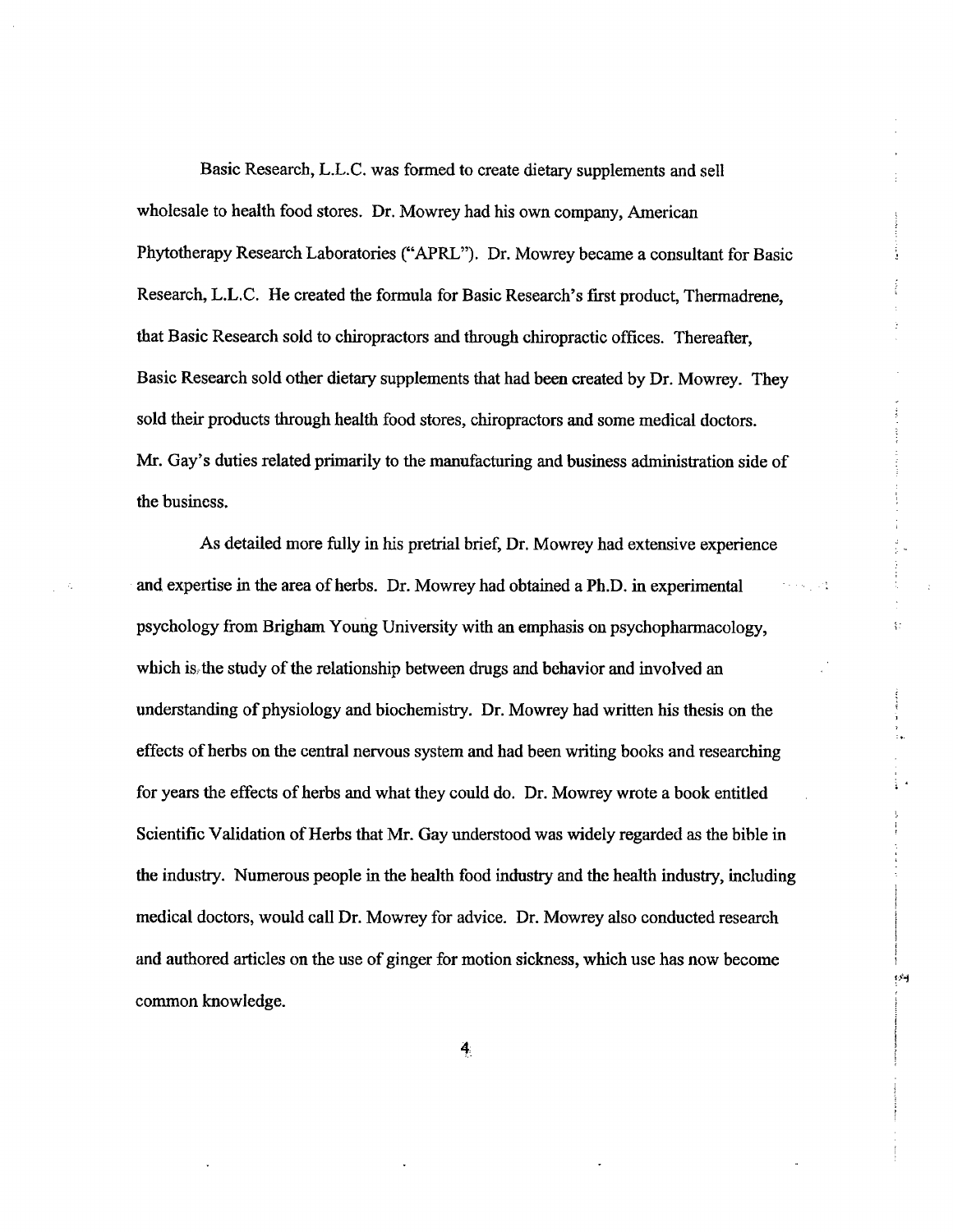Basic Research, L.L.C. was formed to create dietary supplements and sell wholesale to health food stores. Dr. Mowrey had his own company, American Phytotherapy Research Laboratories ("APRL"). Dr. Mowrey became a consultant for Basic Research, L.L.C. He created the formula for Basic Research's first product, Thermadrene, that Basic Research sold to chiropractors and through chiropractic offices. Thereafter, Basic Research sold other dietary supplements that had been created by Dr. Mowrey. They sold their products through health food stores, chiropractors and some medical doctors. Mr. Gay's duties related primarily to the manufacturing and business administration side of the business.

As detailed more fully in his pretrial brief, Dr. Mowrey had extensive experience and expertise in the area of herbs. Dr. Mowrey had obtained a Ph.D. in experimental psychology from Brigham Young University with an emphasis on psychopharmacology, which is the study of the relationship between drugs and behavior and involved an understanding of physiology and biochemistry. Dr. Mowrey had written his thesis on the effects of herbs on the central nervous system and had been writing books and researching for years the effects of herbs and what they could do. Dr. Mowrey wrote a book entitled Scientific Validation of Herbs that Mr. Gay understood was widely regarded as the bible in the industry. Numerous people in the health food industry and the health industry, including medical doctors, would call Dr. Mowrey for advice. Dr. Mowrey also conducted research and authored articles on the use of ginger for motion sickness, which use has now become common knowledge.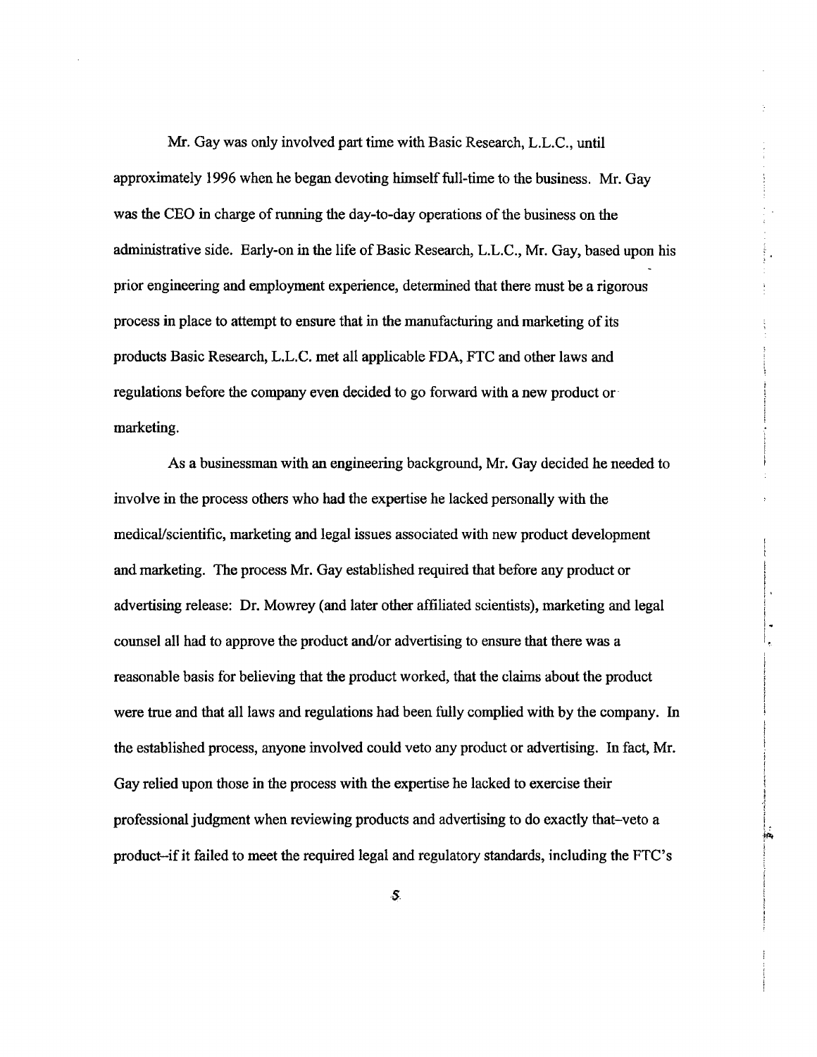Mr. Gay was only involved part time with Basic Research, L.L.C., until approximately 1996 when he began devoting himself full-time to the business. Mr. Gay was the CEO in charge of running the day-to-day operations of the business on the administrative side. Early-on in the life of Basic Research, L.L.C., Mr. Gay, based upon his prior engineering and employment experience, determined that there must be a rigorous process in place to attempt to ensure that in the manufacturing and marketing of its products Basic Research, L.L.C. met all applicable FDA, FTC and other laws and regulations before the company even decided to go forward with a new product or marketing.

As a businessman with an engineering background, Mr. Gay decided he needed to involve in the process others who had the expertise he lacked personally with the medical/scientific, marketing and legal issues associated with new product development and marketing. The process Mr. Gay established required that before any product or advertising release: Dr. Mowrey (and later other affiliated scientists), marketing and legal counsel all had to approve the product and/or advertising to ensure that there was a reasonable basis for believing that the product worked, that the claims about the product were true and that all laws and regulations had been fully complied with by the company. In the established process, anyone involved could veto any product or advertising. In fact, Mr. Gay relied upon those in the process with the expertise he lacked to exercise their professional judgment when reviewing products and advertising to do exactly that–veto a product–if it failed to meet the required legal and regulatory standards, including the FTC's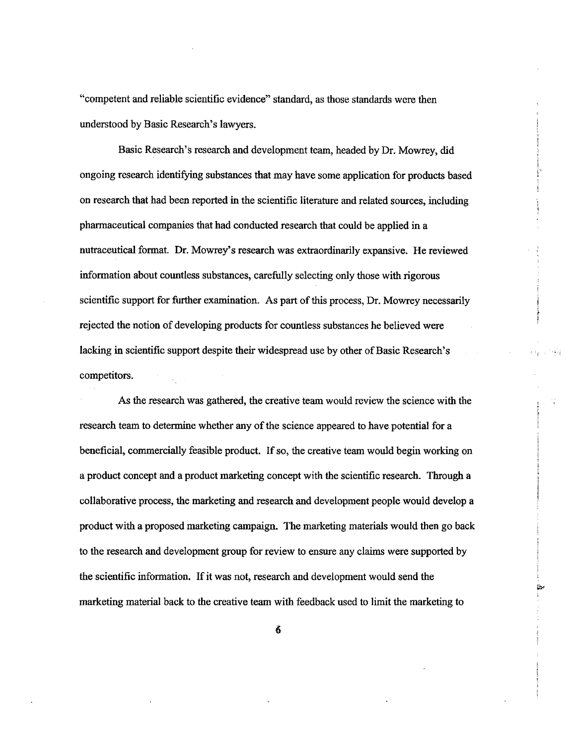"competent and reliable scientific evidence" standard, as those standards were then understood by Basic Research's lawyers.

Basic Research's research and development team, headed by Dr. Mowrey, did ongoing research identifying substances that may have some application for products based on research that had been reported in the scientific literature and related sources, including pharmaceutical companies that had conducted research that could be applied in a nutraceutical format. Dr. Mowrey's research was extraordinarily expansive. He reviewed information about countless substances, carefully selecting only those with rigorous scientific support for further examination. As part of this process, Dr. Mowrey necessarily rejected the notion of developing products for countless substances he believed were lacking in scientific support despite their widespread use by other of Basic Research's competitors.

As the research was gathered, the creative team would review the science with the research team to determine whether any of the science appeared to have potential for a beneficial, commercially feasible product. If so, the creative team would begin working on a product concept and a product marketing concept with the scientific research. Through a collaborative process, the marketing and research and development people would develop a product with a proposed marketing campaign. The marketing materials would then go back to the research and development group for review to ensure any claims were supported by the scientific information. If it was not, research and development would send the marketing material back to the creative team with feedback used to limit the marketing to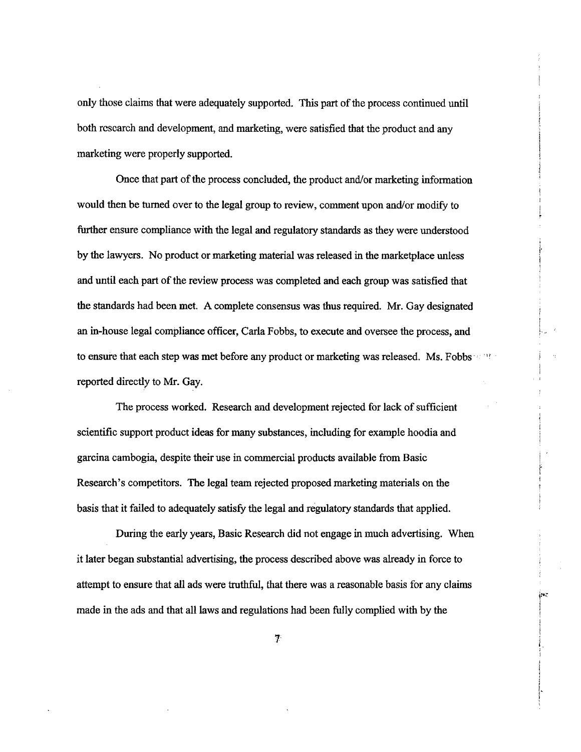only those claims that were adequately supported. This part of the process continued until both research and development, and marketing, were satisfied that the product and any marketing were properly supported.

Once that part of the process concluded, the product and/or marketing information would then be turned over to the legal group to review, comment upon and/or modify to further ensure compliance with the legal and regulatory standards as they were understood by the lawyers. No product or marketing material was released in the marketplace unless and until each part of the review process was completed and each group was satisfied that the standards had been met. A complete consensus was thus required. Mr. Gay designated an in-house legal compliance officer, Carla Fobbs, to execute and oversee the process, and to ensure that each step was met before any product or marketing was released. Ms. Fobbs reported directly to Mr. Gay.

The process worked. Research and development rejected for lack of sufficient scientific support product ideas for many substances, including for example hoodia and garcina cambogia, despite their use in commercial products available from Basic Research's competitors. The legal team rejected proposed marketing materials on the basis that it failed to adequately satisfy the legal and regulatory standards that applied.

During the early years, Basic Research did not engage in much advertising. When it later began substantial advertising, the process described above was already in force to attempt to ensure that all ads were truthful, that there was a reasonable basis for any claims made in the ads and that all laws and regulations had been fully complied with by the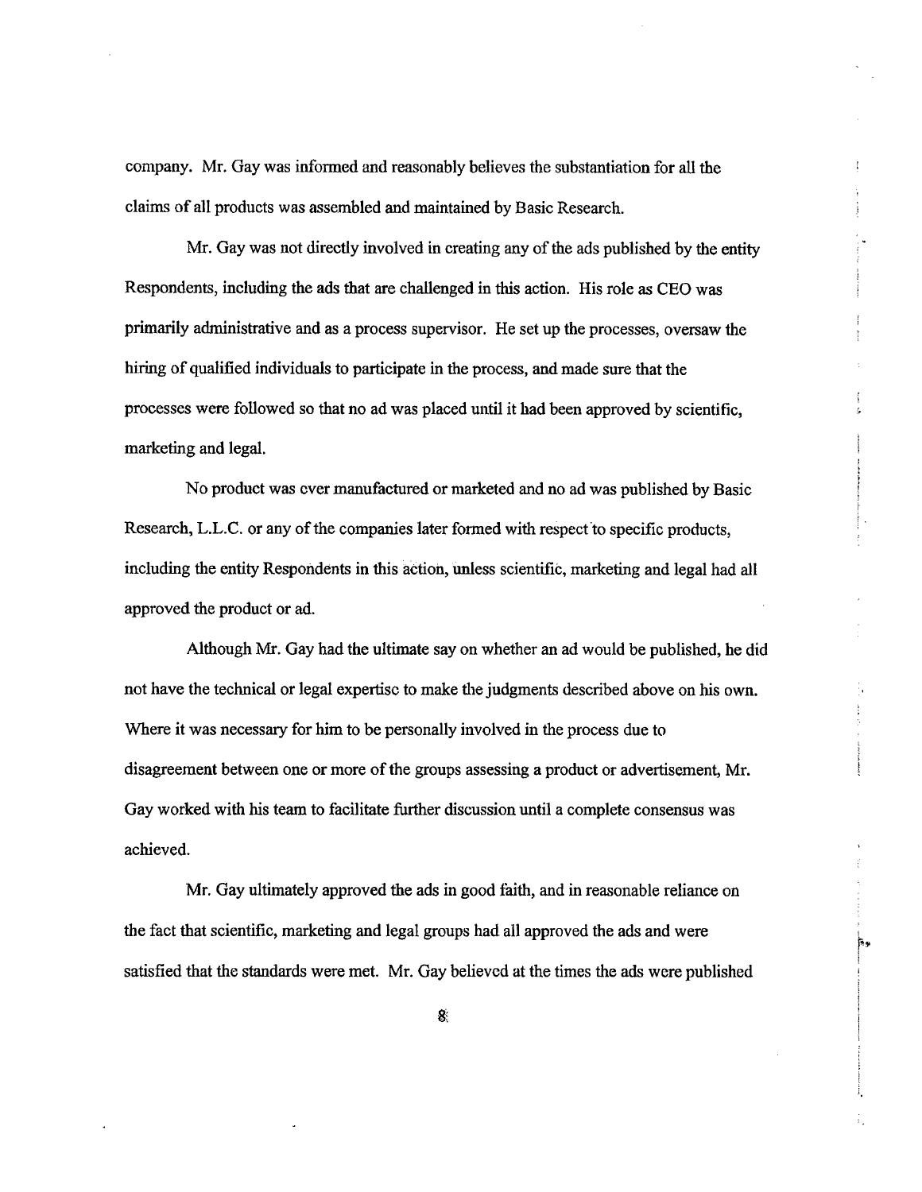company. Mr. Gay was informed and reasonably believes the substantiation for all the claims of all products was assembled and maintained by Basic Research.

Mr. Gay was not directly involved in creating any of the ads published by the entity Respondents, including the ads that are challenged in this action. His role as CEO was primarily administrative and as a process supervisor. He set up the processes, oversaw the hiring of qualified individuals to participate in the process, and made sure that the processes were followed so that no ad was placed until it had been approved by scientific, marketing and legal.

No product was ever manufactured or marketed and no ad was published by Basic Research, L.L.C. or any of the companies later formed with respect to specific products, including the entity Respondents in this action, unless scientific, marketing and legal had all approved the product or ad.

Although Mr. Gay had the ultimate say on whether an ad would be published, he did not have the technical or legal expertise to make the judgments described above on his own. Where it was necessary for him to be personally involved in the process due to disagreement between one or more of the groups assessing a product or advertisement, Mr. Gay worked with his team to facilitate further discussion until a complete consensus was achieved.

Mr. Gay ultimately approved the ads in good faith, and in reasonable reliance on the fact that scientific, marketing and legal groups had all approved the ads and were satisfied that the standards were met. Mr. Gay believed at the times the ads were published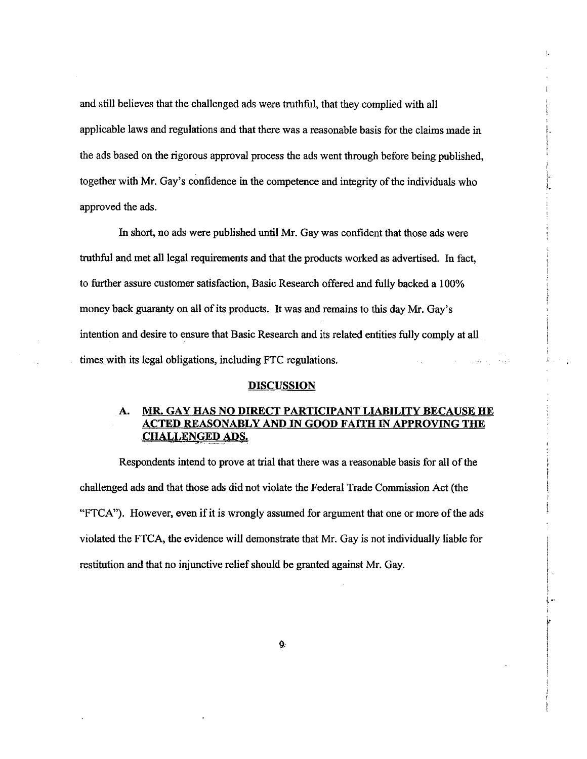and still believes that the challenged ads were truthful, that they complied with all applicable laws and regulations and that there was a reasonable basis for the claims made in the ads based on the rigorous approval process the ads went through before being published, together with Mr. Gay's confidence in the competence and integrity of the individuals who approved the ads.

In short, no ads were published until Mr. Gay was confident that those ads were truthful and met all legal requirements and that the products worked as advertised. In fact, to further assure customer satisfaction, Basic Research offered and fully backed a 100% money back guaranty on all of its products. It was and remains to this day Mr. Gay's intention and desire to ensure that Basic Research and its related entities fully comply at all times with its legal obligations, including FTC regulations.

## DISCUSSION

### A. MR. GAY HAS NO DIRECT PARTICIPANT LIABILITY BECAUSE HE ACTED REASONABLY AND IN GOOD FAITH IN APPROVING THE CHALLENGED ADS.

Respondents intend to prove at trial that there was a reasonable basis for all of the challenged ads and that those ads did not violate the Federal Trade Commission Act (the "FTCA"). However, even if it is wrongly assumed for argument that one or more of the ads violated the FTCA, the evidence will demonstrate that Mr. Gay is not individually liable for restitution and that no injunctive relief should be granted against Mr. Gay.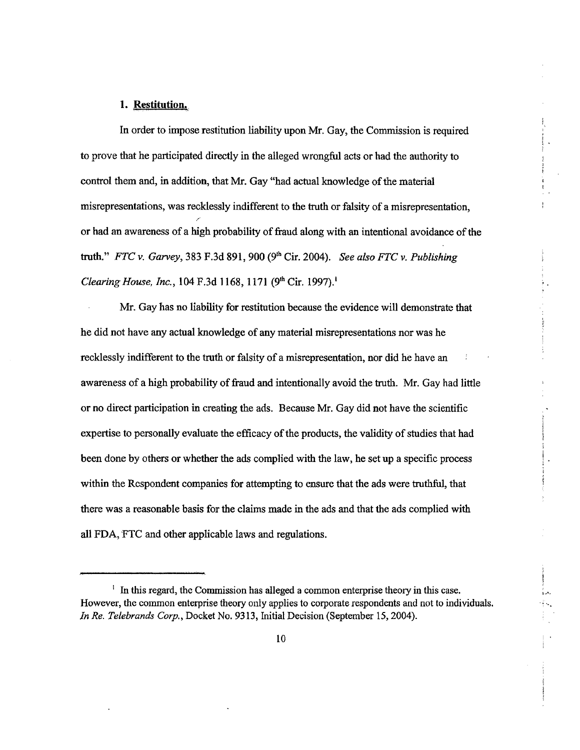### 1. **Restitution.**

In order to impose restitution liability upon Mr. Gay, the Commission is required to prove that he participated directly in the alleged wrongful acts or had the authority to control them and, in addition, that Mr. Gay "had actual knowledge of the material misrepresentations, was recklessly indifferent to the truth or falsity of a misrepresentation, or had an awareness of a high probability of fraud along with an intentional avoidance of the truth." *FTC v. Garvey*, 383 F.3d 891, 900 (9th Cir. 2004). *See also FTC v. Publishing Clearing House, Inc.*, 104 F.3d 1168, 1171 (9th Cir. 1997).[1]

Mr. Gay has no liability for restitution because the evidence will demonstrate that he did not have any actual knowledge of any material misrepresentations nor was he recklessly indifferent to the truth or falsity of a misrepresentation, nor did he have an awareness of a high probability of fraud and intentionally avoid the truth. Mr. Gay had little or no direct participation in creating the ads. Because Mr. Gay did not have the scientific expertise to personally evaluate the efficacy of the products, the validity of studies that had been done by others or whether the ads complied with the law, he set up a specific process within the Respondent companies for attempting to ensure that the ads were truthful, that there was a reasonable basis for the claims made in the ads and that the ads complied with all FDA, FTC and other applicable laws and regulations.

---

[1] In this regard, the Commission has alleged a common enterprise theory in this case. However, the common enterprise theory only applies to corporate respondents and not to individuals. *In Re. Telebrands Corp.*, Docket No. 9313, Initial Decision (September 15, 2004).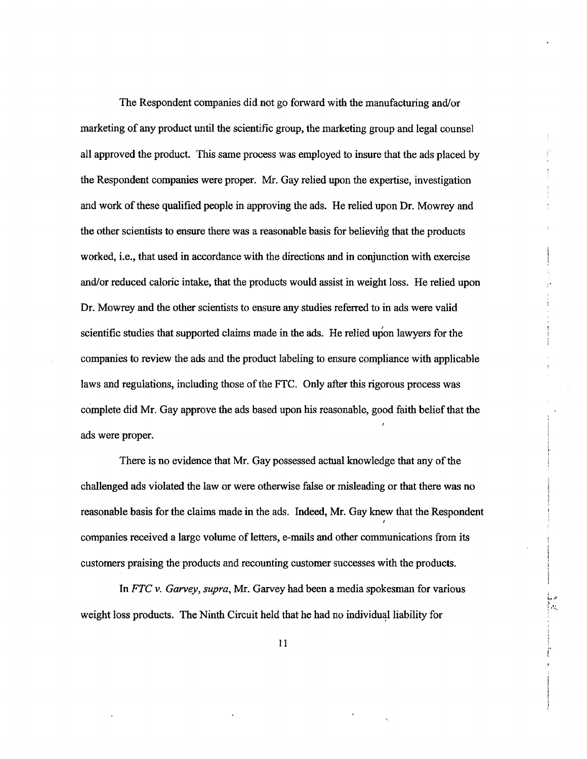The Respondent companies did not go forward with the manufacturing and/or marketing of any product until the scientific group, the marketing group and legal counsel all approved the product. This same process was employed to insure that the ads placed by the Respondent companies were proper. Mr. Gay relied upon the expertise, investigation and work of these qualified people in approving the ads. He relied upon Dr. Mowrey and the other scientists to ensure there was a reasonable basis for believing that the products worked, i.e., that used in accordance with the directions and in conjunction with exercise and/or reduced caloric intake, that the products would assist in weight loss. He relied upon Dr. Mowrey and the other scientists to ensure any studies referred to in ads were valid scientific studies that supported claims made in the ads. He relied upon lawyers for the companies to review the ads and the product labeling to ensure compliance with applicable laws and regulations, including those of the FTC. Only after this rigorous process was complete did Mr. Gay approve the ads based upon his reasonable, good faith belief that the ads were proper.

There is no evidence that Mr. Gay possessed actual knowledge that any of the challenged ads violated the law or were otherwise false or misleading or that there was no reasonable basis for the claims made in the ads. Indeed, Mr. Gay knew that the Respondent companies received a large volume of letters, e-mails and other communications from its customers praising the products and recounting customer successes with the products.

In *FTC v. Garvey*, *supra*, Mr. Garvey had been a media spokesman for various weight loss products. The Ninth Circuit held that he had no individual liability for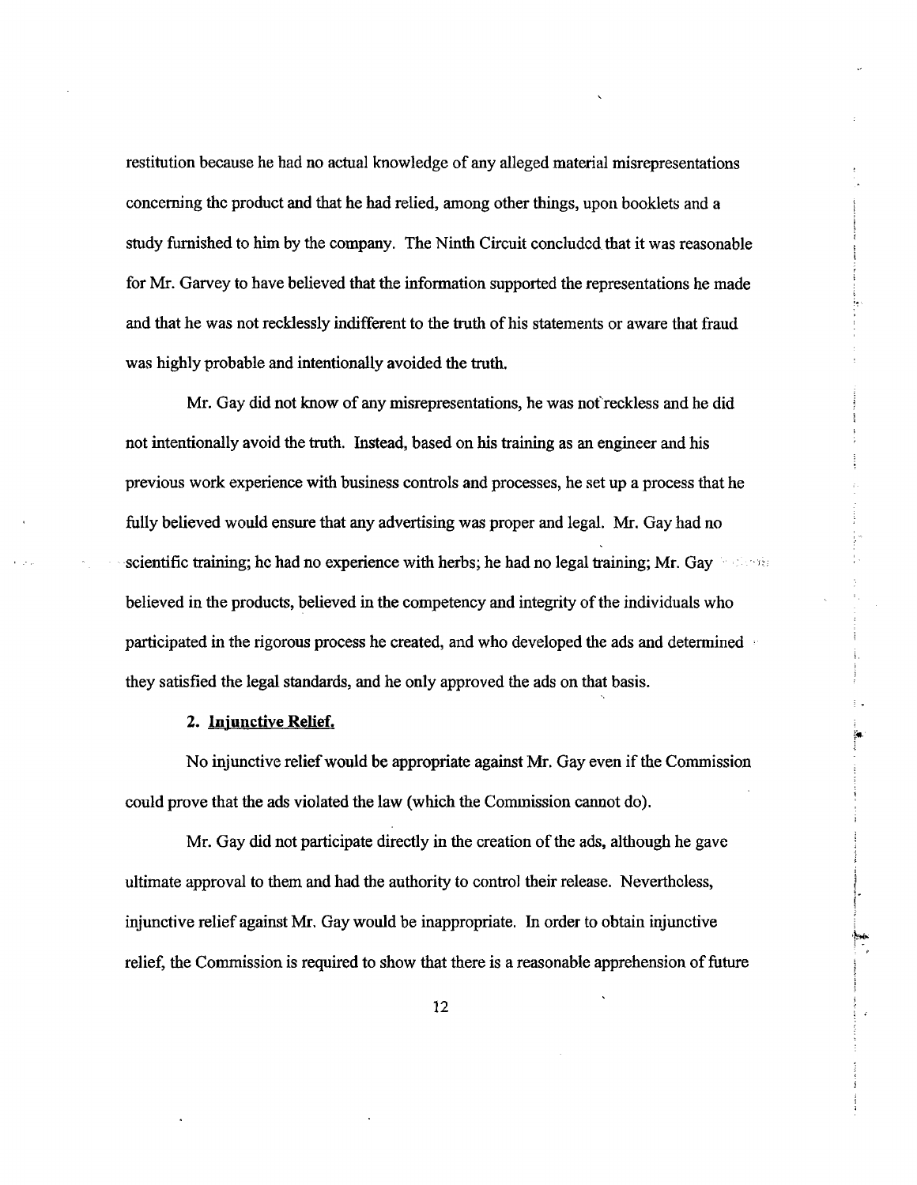restitution because he had no actual knowledge of any alleged material misrepresentations concerning the product and that he had relied, among other things, upon booklets and a study furnished to him by the company. The Ninth Circuit concluded that it was reasonable for Mr. Garvey to have believed that the information supported the representations he made and that he was not recklessly indifferent to the truth of his statements or aware that fraud was highly probable and intentionally avoided the truth.

Mr. Gay did not know of any misrepresentations, he was not reckless and he did not intentionally avoid the truth. Instead, based on his training as an engineer and his previous work experience with business controls and processes, he set up a process that he fully believed would ensure that any advertising was proper and legal. Mr. Gay had no scientific training; he had no experience with herbs; he had no legal training; Mr. Gay believed in the products, believed in the competency and integrity of the individuals who participated in the rigorous process he created, and who developed the ads and determined they satisfied the legal standards, and he only approved the ads on that basis.

**2. Injunctive Relief.**

No injunctive relief would be appropriate against Mr. Gay even if the Commission could prove that the ads violated the law (which the Commission cannot do).

Mr. Gay did not participate directly in the creation of the ads, although he gave ultimate approval to them and had the authority to control their release. Nevertheless, injunctive relief against Mr. Gay would be inappropriate. In order to obtain injunctive relief, the Commission is required to show that there is a reasonable apprehension of future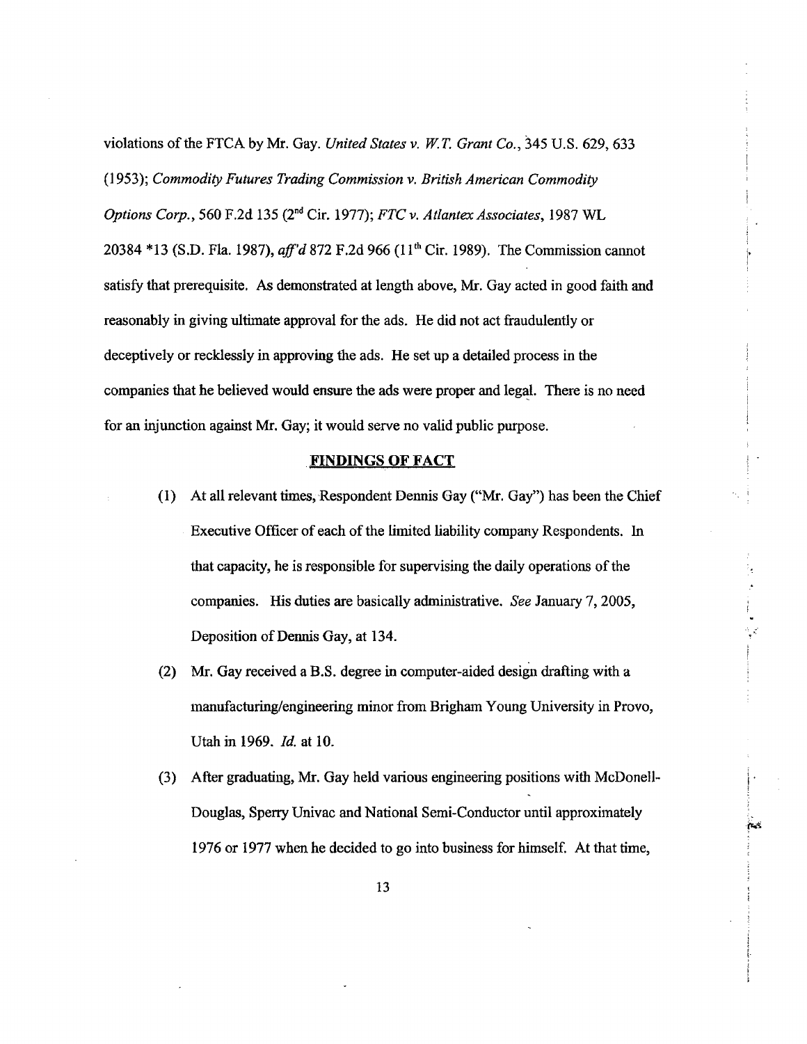violations of the FTCA by Mr. Gay. *United States v. W.T. Grant Co.*, 345 U.S. 629, 633 (1953); *Commodity Futures Trading Commission v. British American Commodity Options Corp.*, 560 F.2d 135 (2nd Cir. 1977); *FTC v. Atlantex Associates*, 1987 WL 20384 *13 (S.D. Fla. 1987), *aff'd* 872 F.2d 966 (11th Cir. 1989). The Commission cannot satisfy that prerequisite. As demonstrated at length above, Mr. Gay acted in good faith and reasonably in giving ultimate approval for the ads. He did not act fraudulently or deceptively or recklessly in approving the ads. He set up a detailed process in the companies that he believed would ensure the ads were proper and legal. There is no need for an injunction against Mr. Gay; it would serve no valid public purpose.

## FINDINGS OF FACT

(1) At all relevant times, Respondent Dennis Gay ("Mr. Gay") has been the Chief Executive Officer of each of the limited liability company Respondents. In that capacity, he is responsible for supervising the daily operations of the companies. His duties are basically administrative. *See* January 7, 2005, Deposition of Dennis Gay, at 134.

(2) Mr. Gay received a B.S. degree in computer-aided design drafting with a manufacturing/engineering minor from Brigham Young University in Provo, Utah in 1969. *Id.* at 10.

(3) After graduating, Mr. Gay held various engineering positions with McDonell-Douglas, Sperry Univac and National Semi-Conductor until approximately 1976 or 1977 when he decided to go into business for himself. At that time,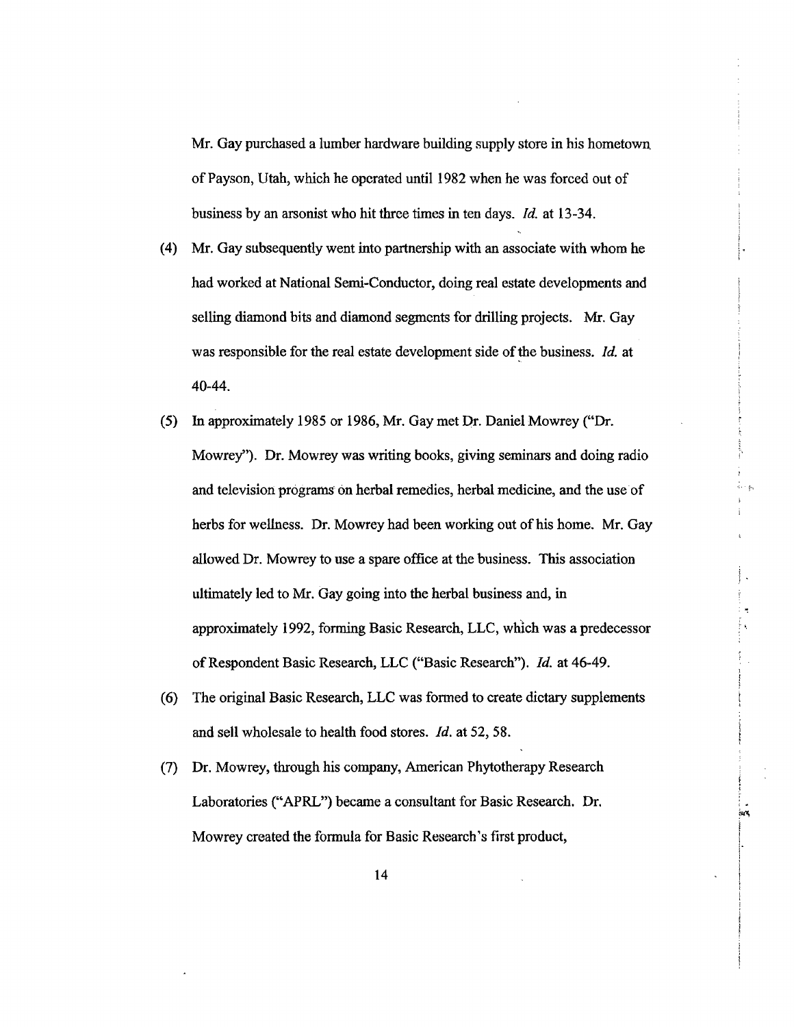Mr. Gay purchased a lumber hardware building supply store in his hometown of Payson, Utah, which he operated until 1982 when he was forced out of business by an arsonist who hit three times in ten days. *Id.* at 13-34.

(4) Mr. Gay subsequently went into partnership with an associate with whom he had worked at National Semi-Conductor, doing real estate developments and selling diamond bits and diamond segments for drilling projects. Mr. Gay was responsible for the real estate development side of the business. *Id.* at 40-44.

(5) In approximately 1985 or 1986, Mr. Gay met Dr. Daniel Mowrey ("Dr. Mowrey"). Dr. Mowrey was writing books, giving seminars and doing radio and television programs on herbal remedies, herbal medicine, and the use of herbs for wellness. Dr. Mowrey had been working out of his home. Mr. Gay allowed Dr. Mowrey to use a spare office at the business. This association ultimately led to Mr. Gay going into the herbal business and, in approximately 1992, forming Basic Research, LLC, which was a predecessor of Respondent Basic Research, LLC ("Basic Research"). *Id.* at 46-49.

(6) The original Basic Research, LLC was formed to create dietary supplements and sell wholesale to health food stores. *Id.* at 52, 58.

(7) Dr. Mowrey, through his company, American Phytotherapy Research Laboratories ("APRL") became a consultant for Basic Research. Dr. Mowrey created the formula for Basic Research's first product,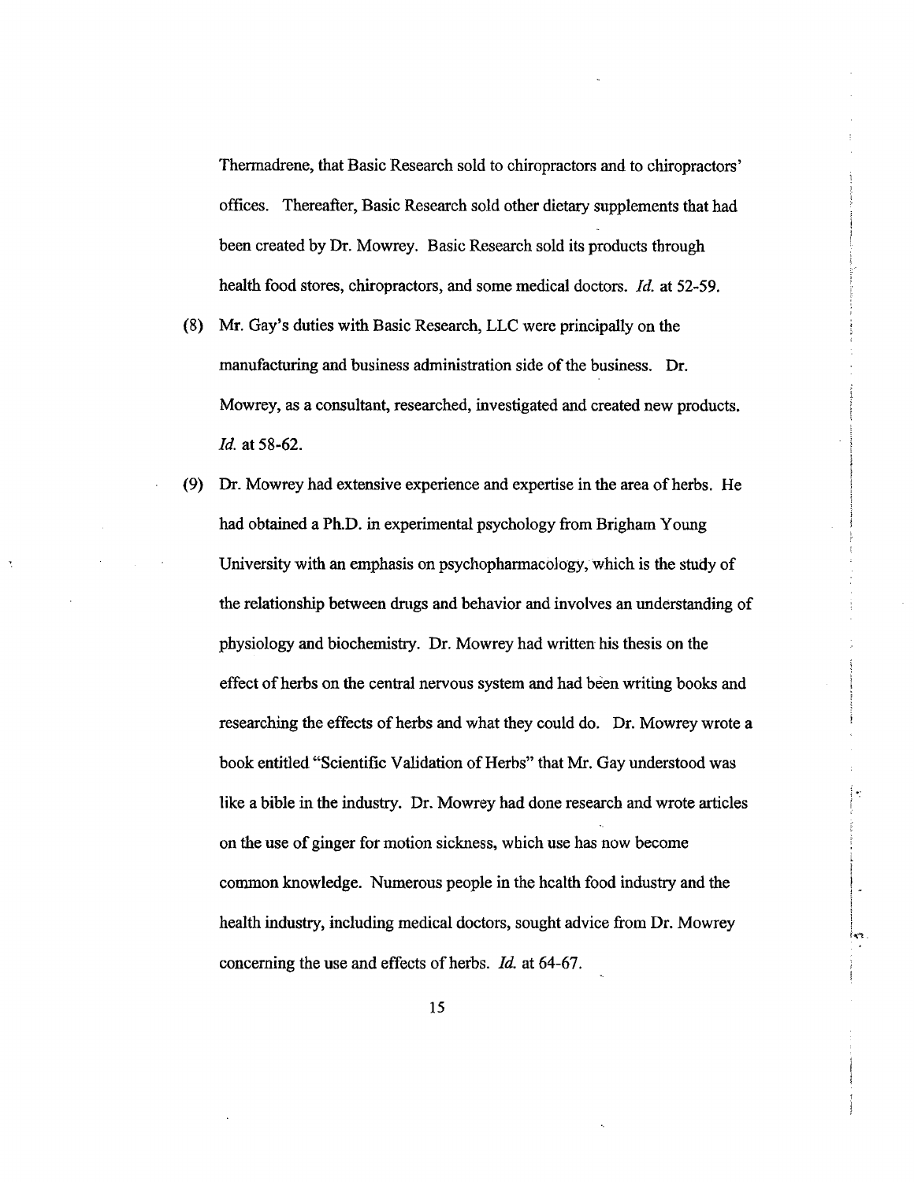Thermadrene, that Basic Research sold to chiropractors and to chiropractors' offices. Thereafter, Basic Research sold other dietary supplements that had been created by Dr. Mowrey. Basic Research sold its products through health food stores, chiropractors, and some medical doctors. *Id.* at 52-59.

(8) Mr. Gay's duties with Basic Research, LLC were principally on the manufacturing and business administration side of the business. Dr. Mowrey, as a consultant, researched, investigated and created new products. *Id.* at 58-62.

(9) Dr. Mowrey had extensive experience and expertise in the area of herbs. He had obtained a Ph.D. in experimental psychology from Brigham Young University with an emphasis on psychopharmacology, which is the study of the relationship between drugs and behavior and involves an understanding of physiology and biochemistry. Dr. Mowrey had written his thesis on the effect of herbs on the central nervous system and had been writing books and researching the effects of herbs and what they could do. Dr. Mowrey wrote a book entitled "Scientific Validation of Herbs" that Mr. Gay understood was like a bible in the industry. Dr. Mowrey had done research and wrote articles on the use of ginger for motion sickness, which use has now become common knowledge. Numerous people in the health food industry and the health industry, including medical doctors, sought advice from Dr. Mowrey concerning the use and effects of herbs. *Id.* at 64-67.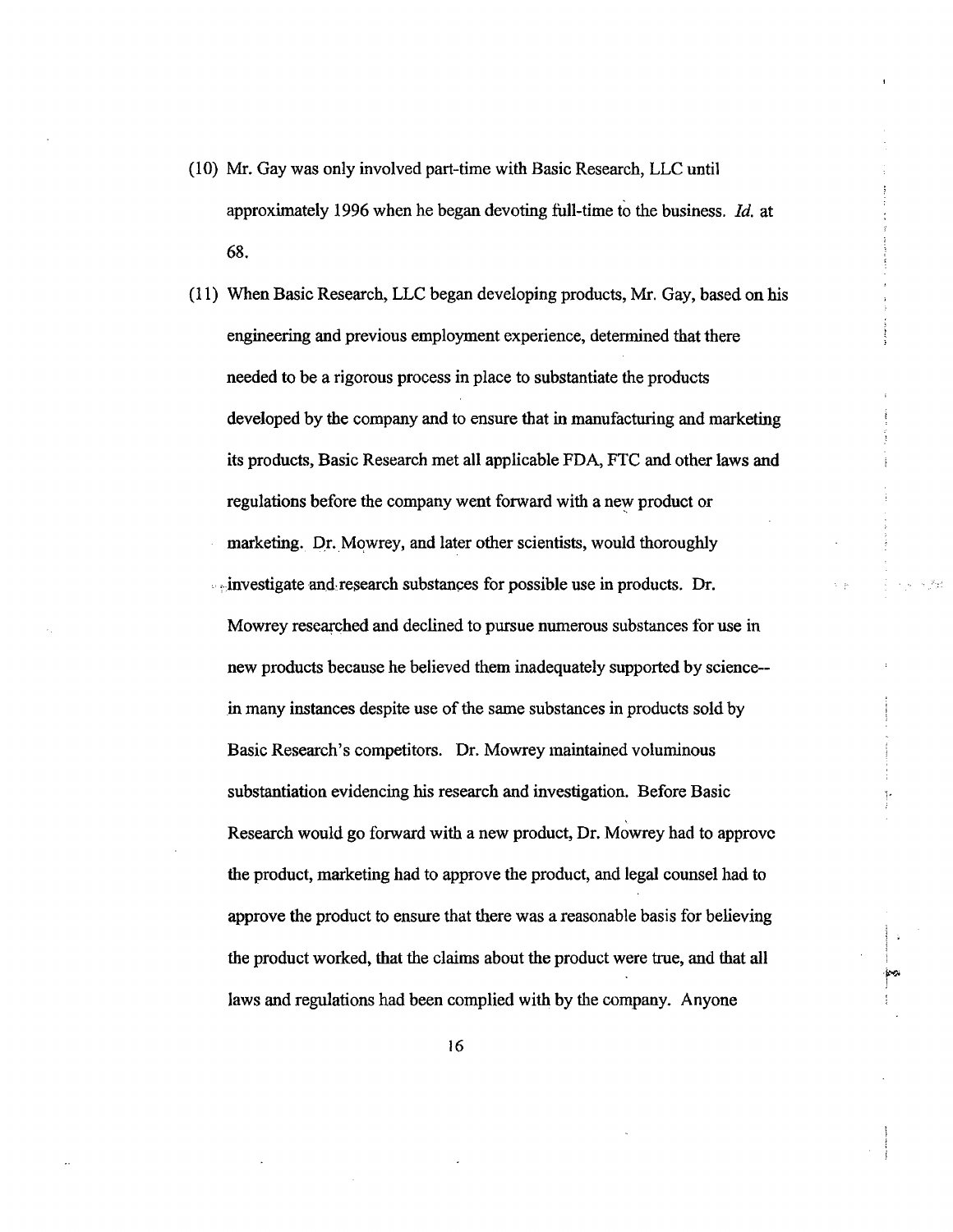(10) Mr. Gay was only involved part-time with Basic Research, LLC until approximately 1996 when he began devoting full-time to the business. *Id.* at 68.

(11) When Basic Research, LLC began developing products, Mr. Gay, based on his engineering and previous employment experience, determined that there needed to be a rigorous process in place to substantiate the products developed by the company and to ensure that in manufacturing and marketing its products, Basic Research met all applicable FDA, FTC and other laws and regulations before the company went forward with a new product or marketing. Dr. Mowrey, and later other scientists, would thoroughly investigate and research substances for possible use in products. Dr. Mowrey researched and declined to pursue numerous substances for use in new products because he believed them inadequately supported by science--in many instances despite use of the same substances in products sold by Basic Research's competitors. Dr. Mowrey maintained voluminous substantiation evidencing his research and investigation. Before Basic Research would go forward with a new product, Dr. Mowrey had to approve the product, marketing had to approve the product, and legal counsel had to approve the product to ensure that there was a reasonable basis for believing the product worked, that the claims about the product were true, and that all laws and regulations had been complied with by the company. Anyone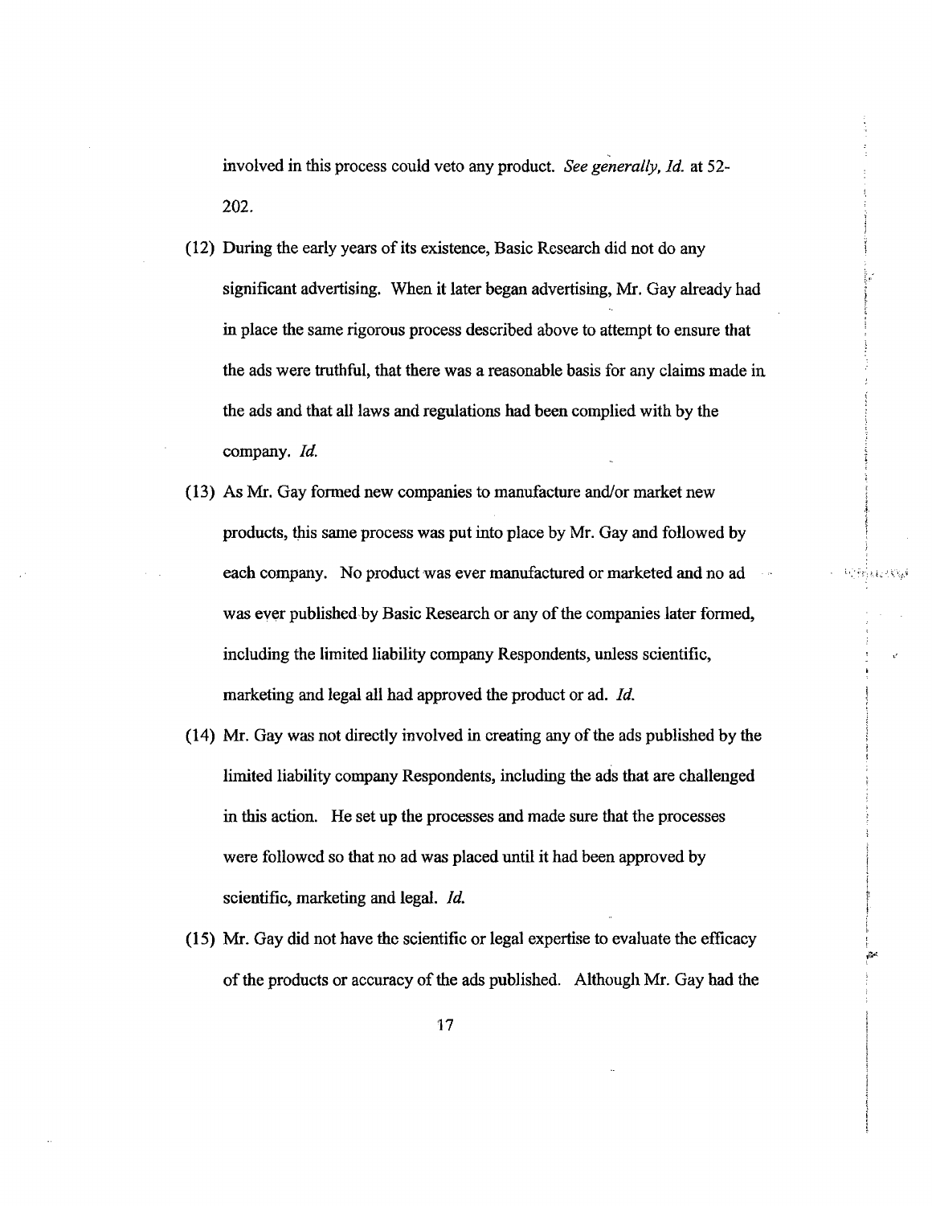involved in this process could veto any product. *See generally, Id.* at 52-202.

(12) During the early years of its existence, Basic Research did not do any significant advertising. When it later began advertising, Mr. Gay already had in place the same rigorous process described above to attempt to ensure that the ads were truthful, that there was a reasonable basis for any claims made in the ads and that all laws and regulations had been complied with by the company. *Id.*

(13) As Mr. Gay formed new companies to manufacture and/or market new products, this same process was put into place by Mr. Gay and followed by each company. No product was ever manufactured or marketed and no ad was ever published by Basic Research or any of the companies later formed, including the limited liability company Respondents, unless scientific, marketing and legal all had approved the product or ad. *Id.*

(14) Mr. Gay was not directly involved in creating any of the ads published by the limited liability company Respondents, including the ads that are challenged in this action. He set up the processes and made sure that the processes were followed so that no ad was placed until it had been approved by scientific, marketing and legal. *Id.*

(15) Mr. Gay did not have the scientific or legal expertise to evaluate the efficacy of the products or accuracy of the ads published. Although Mr. Gay had the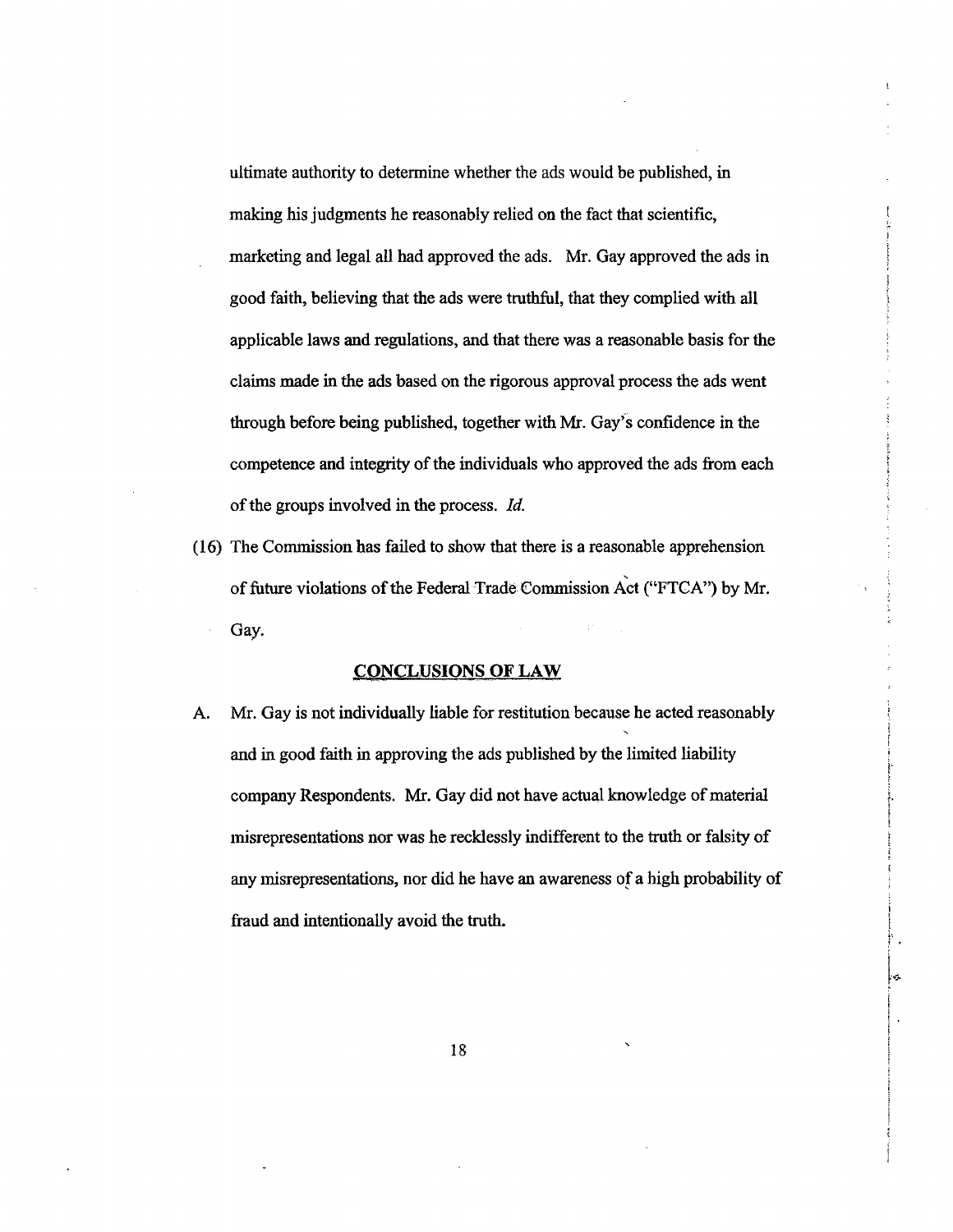ultimate authority to determine whether the ads would be published, in making his judgments he reasonably relied on the fact that scientific, marketing and legal all had approved the ads. Mr. Gay approved the ads in good faith, believing that the ads were truthful, that they complied with all applicable laws and regulations, and that there was a reasonable basis for the claims made in the ads based on the rigorous approval process the ads went through before being published, together with Mr. Gay's confidence in the competence and integrity of the individuals who approved the ads from each of the groups involved in the process. *Id.*

(16) The Commission has failed to show that there is a reasonable apprehension of future violations of the Federal Trade Commission Act ("FTCA") by Mr. Gay.

## CONCLUSIONS OF LAW

A. Mr. Gay is not individually liable for restitution because he acted reasonably and in good faith in approving the ads published by the limited liability company Respondents. Mr. Gay did not have actual knowledge of material misrepresentations nor was he recklessly indifferent to the truth or falsity of any misrepresentations, nor did he have an awareness of a high probability of fraud and intentionally avoid the truth.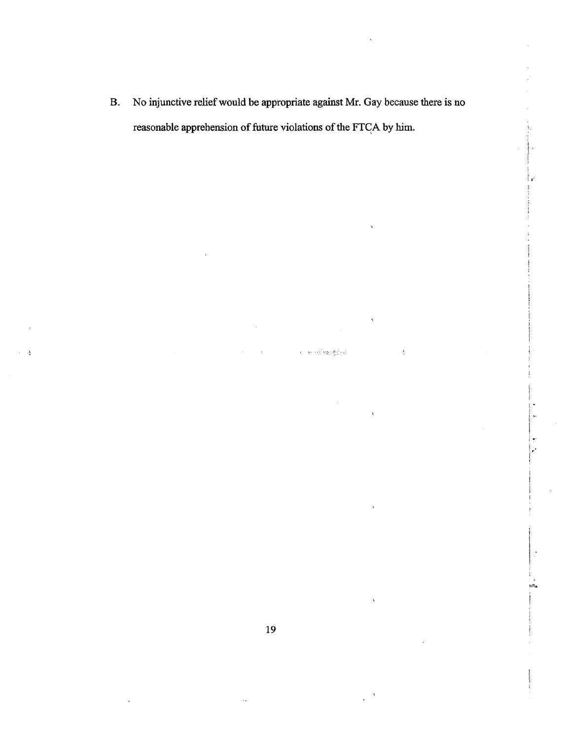B. No injunctive relief would be appropriate against Mr. Gay because there is no reasonable apprehension of future violations of the FTCA by him.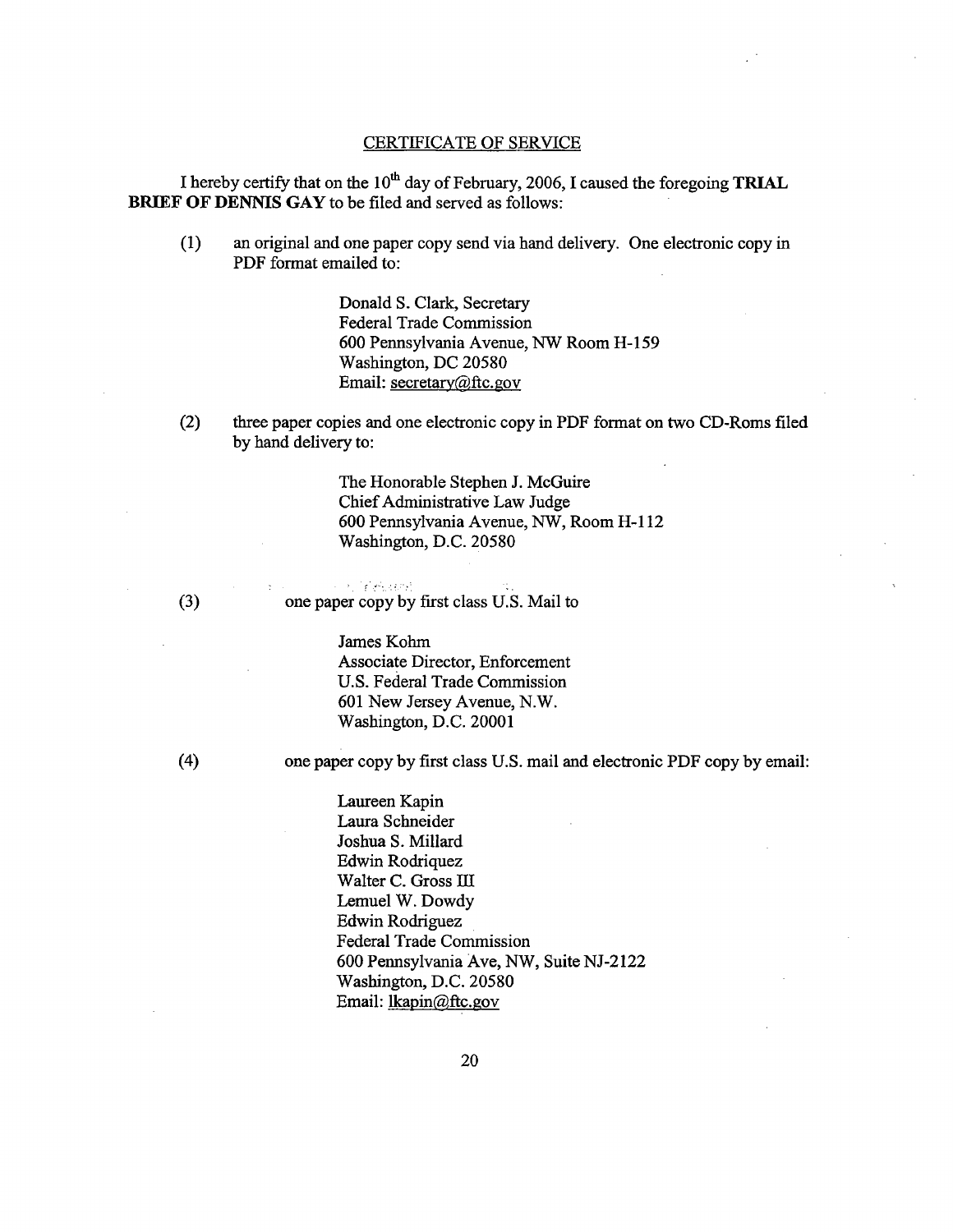## CERTIFICATE OF SERVICE

I hereby certify that on the 10th day of February, 2006, I caused the foregoing **TRIAL BRIEF OF DENNIS GAY** to be filed and served as follows:

(1) an original and one paper copy send via hand delivery. One electronic copy in PDF format emailed to:

> Donald S. Clark, Secretary
> Federal Trade Commission
> 600 Pennsylvania Avenue, NW Room H-159
> Washington, DC 20580
> Email: secretary@ftc.gov

(2) three paper copies and one electronic copy in PDF format on two CD-Roms filed by hand delivery to:

> The Honorable Stephen J. McGuire
> Chief Administrative Law Judge
> 600 Pennsylvania Avenue, NW, Room H-112
> Washington, D.C. 20580

(3) one paper copy by first class U.S. Mail to

> James Kohm
> Associate Director, Enforcement
> U.S. Federal Trade Commission
> 601 New Jersey Avenue, N.W.
> Washington, D.C. 20001

(4) one paper copy by first class U.S. mail and electronic PDF copy by email:

> Laureen Kapin
> Laura Schneider
> Joshua S. Millard
> Edwin Rodriquez
> Walter C. Gross III
> Lemuel W. Dowdy
> Edwin Rodriguez
> Federal Trade Commission
> 600 Pennsylvania Ave, NW, Suite NJ-2122
> Washington, D.C. 20580
> Email: lkapin@ftc.gov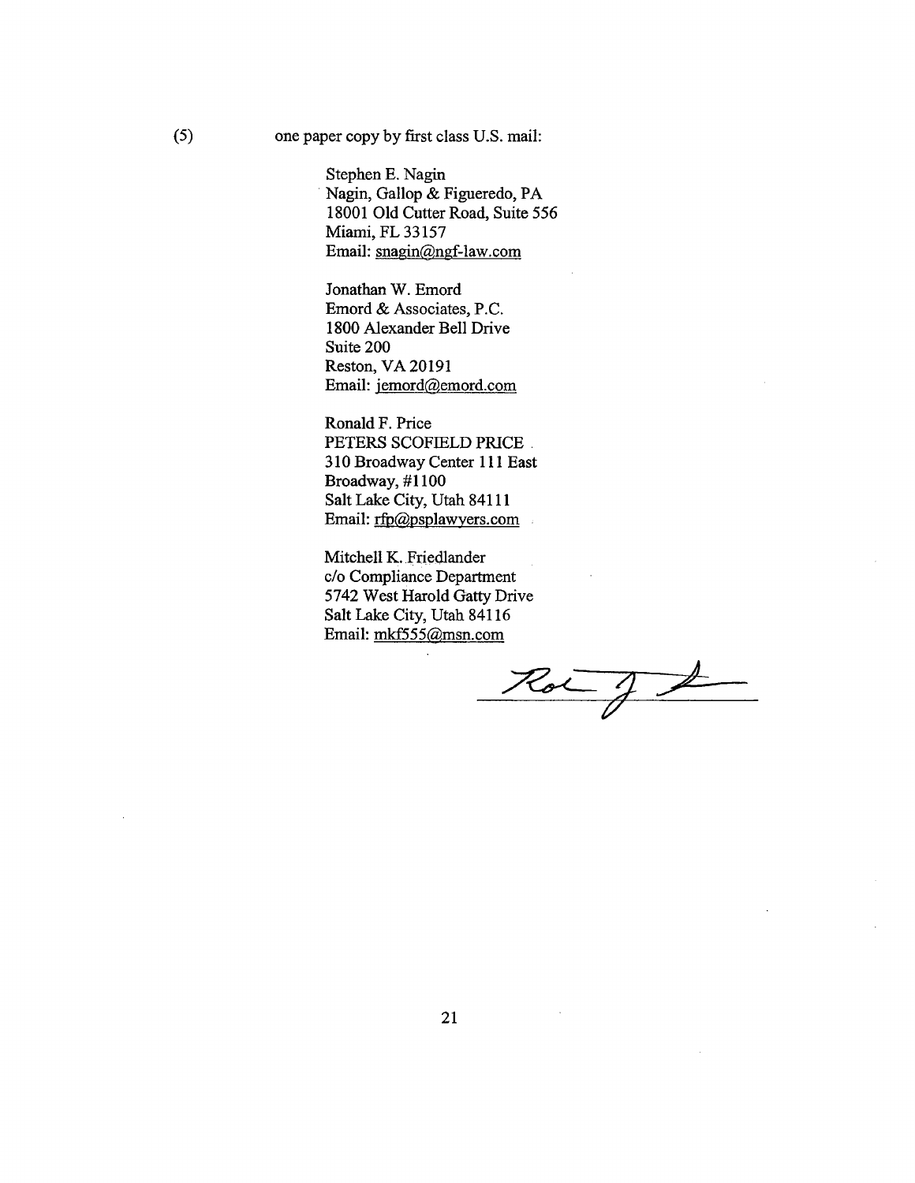(5) one paper copy by first class U.S. mail:

Stephen E. Nagin
Nagin, Gallop & Figueredo, PA
18001 Old Cutter Road, Suite 556
Miami, FL 33157
Email: snagin@ngf-law.com

Jonathan W. Emord
Emord & Associates, P.C.
1800 Alexander Bell Drive
Suite 200
Reston, VA 20191
Email: jemord@emord.com

Ronald F. Price
PETERS SCOFIELD PRICE
310 Broadway Center 111 East
Broadway, #1100
Salt Lake City, Utah 84111
Email: rfp@psplawyers.com

Mitchell K. Friedlander
c/o Compliance Department
5742 West Harold Gatty Drive
Salt Lake City, Utah 84116
Email: mkf555@msn.com

_______________________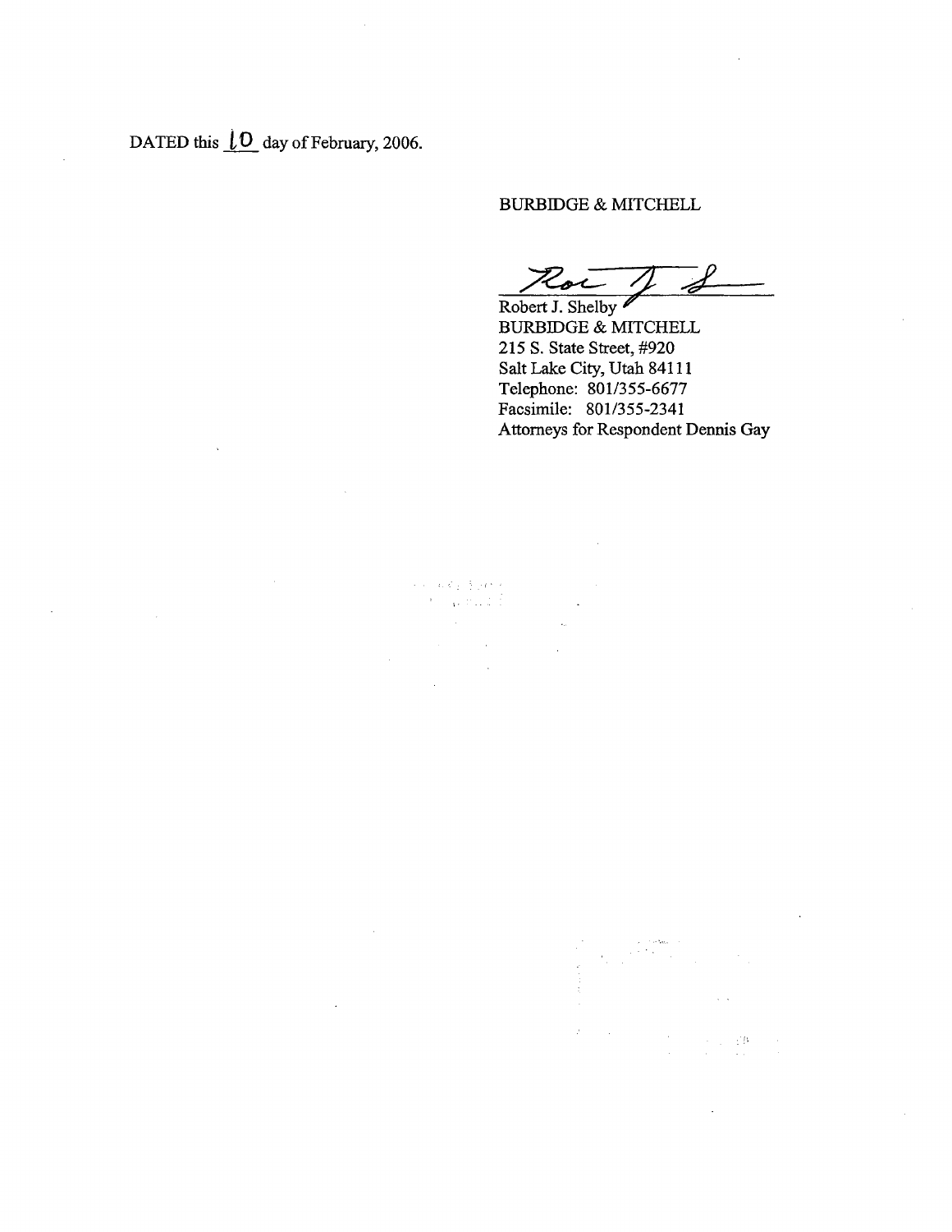DATED this 10 day of February, 2006.

BURBIDGE & MITCHELL

Robert J. Shelby
BURBIDGE & MITCHELL
215 S. State Street, #920
Salt Lake City, Utah 84111
Telephone: 801/355-6677
Facsimile: 801/355-2341
Attorneys for Respondent Dennis Gay